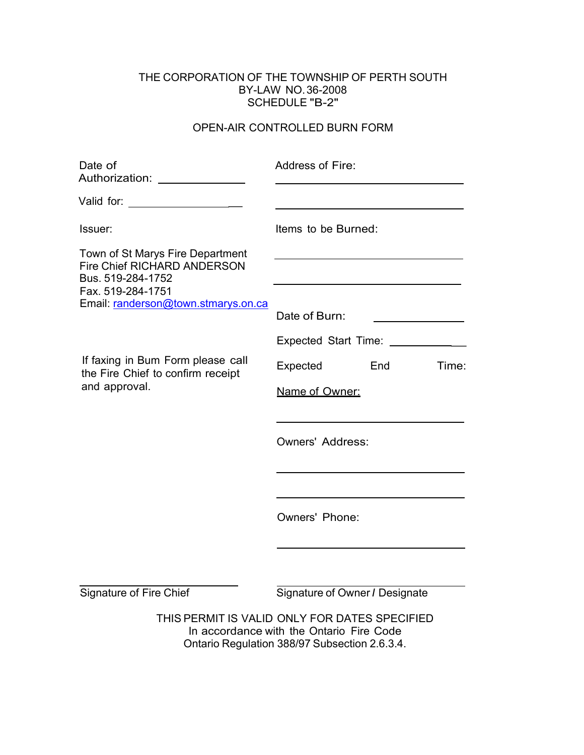THE CORPORATION OF THE TOWNSHIP OF PERTH SOUTH
BY-LAW NO. 36-2008
SCHEDULE "B-2"

OPEN-AIR CONTROLLED BURN FORM

Date of Authorization: ______________

Valid for: ________________

Issuer:

Town of St Marys Fire Department
Fire Chief RICHARD ANDERSON
Bus. 519-284-1752
Fax. 519-284-1751
Email: randerson@town.stmarys.on.ca

If faxing in Bum Form please call the Fire Chief to confirm receipt and approval.

Address of Fire:

______________________________

______________________________

Items to be Burned:

______________________________

______________________________

Date of Burn: ____________

Expected Start Time: ____________

Expected End Time:

Name of Owner:

______________________________

Owners' Address:

______________________________

______________________________

Owners' Phone:

______________________________

______________________________
Signature of Fire Chief

______________________________
Signature of Owner / Designate

THIS PERMIT IS VALID ONLY FOR DATES SPECIFIED
In accordance with the Ontario Fire Code
Ontario Regulation 388/97 Subsection 2.6.3.4.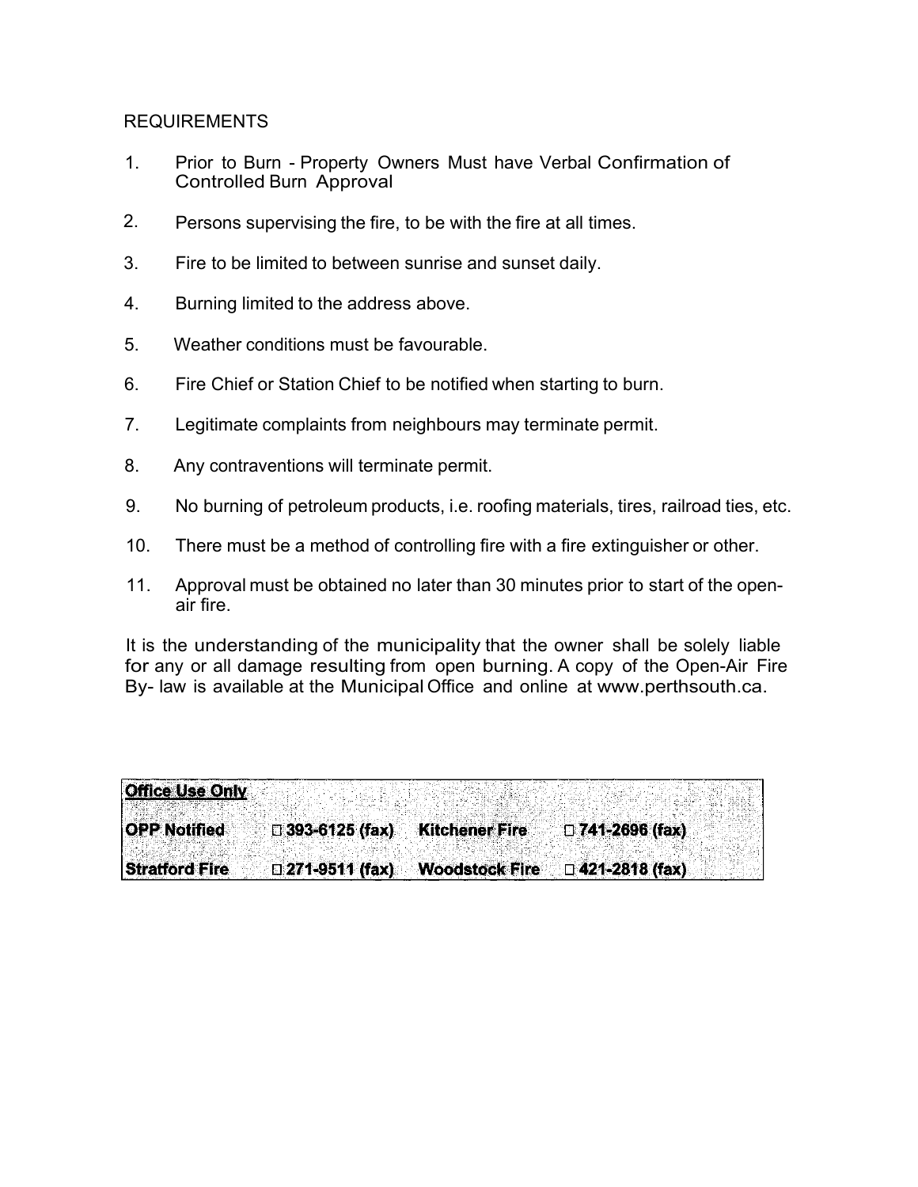REQUIREMENTS

1. Prior to Burn - Property Owners Must have Verbal Confirmation of Controlled Burn Approval
2. Persons supervising the fire, to be with the fire at all times.
3. Fire to be limited to between sunrise and sunset daily.
4. Burning limited to the address above.
5. Weather conditions must be favourable.
6. Fire Chief or Station Chief to be notified when starting to burn.
7. Legitimate complaints from neighbours may terminate permit.
8. Any contraventions will terminate permit.
9. No burning of petroleum products, i.e. roofing materials, tires, railroad ties, etc.
10. There must be a method of controlling fire with a fire extinguisher or other.
11. Approval must be obtained no later than 30 minutes prior to start of the open-air fire.

It is the understanding of the municipality that the owner shall be solely liable for any or all damage resulting from open burning. A copy of the Open-Air Fire By- law is available at the Municipal Office and online at www.perthsouth.ca.

| **Office Use Only** | | | |
|---|---|---|---|
| **OPP Notified** | **☐ 393-6125 (fax)** | **Kitchener Fire** | **☐ 741-2696 (fax)** |
| **Stratford Fire** | **☐ 271-9511 (fax)** | **Woodstock Fire** | **☐ 421-2818 (fax)** |